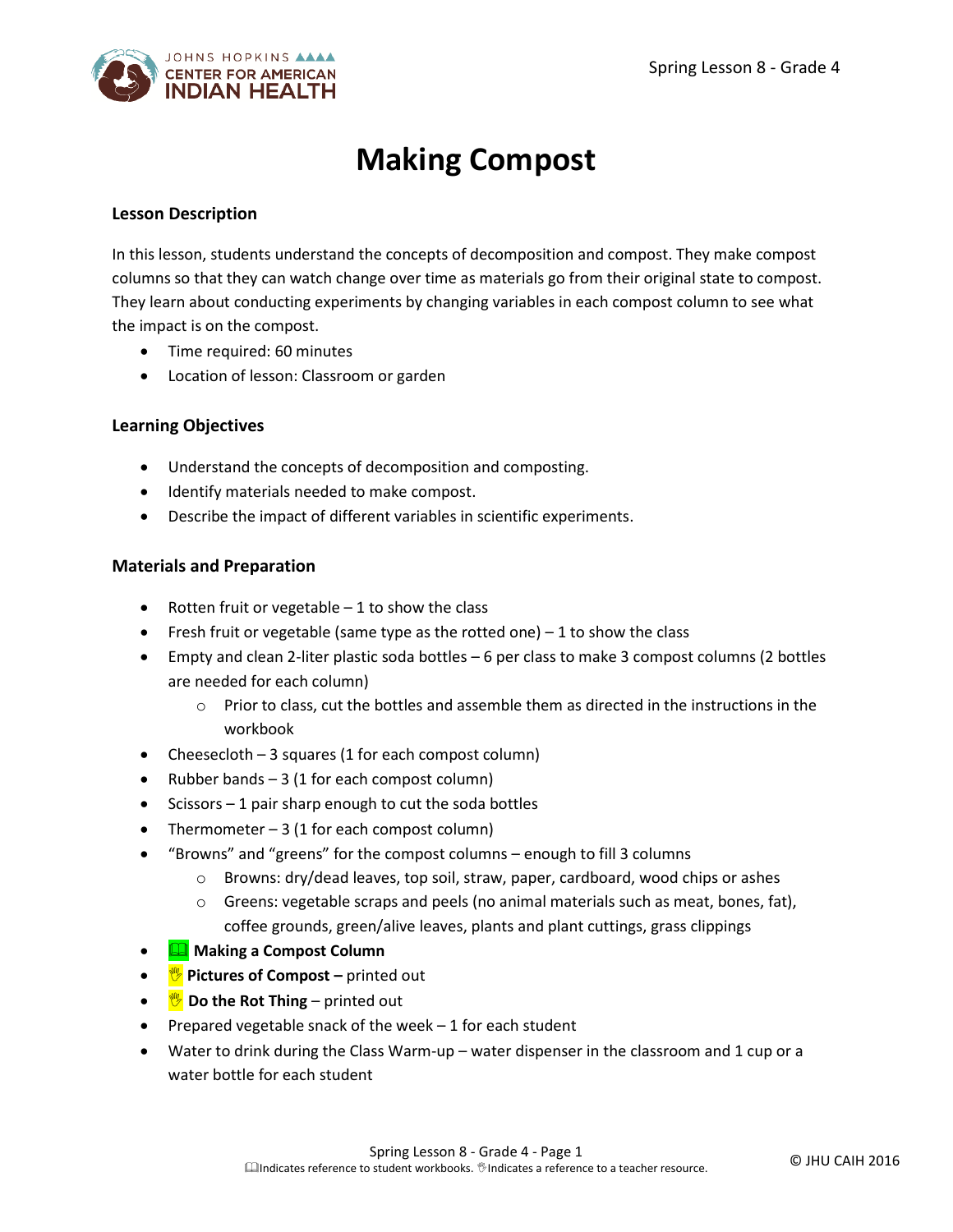# Making Compost

### Lesson Description

In this lesson, students understand the concepts of decomposition and compost. They make compost columns so that they can watch change over time as materials go from their original state to compost. They learn about conducting experiments by changing variables in each compost column to see what the impact is on the compost.

- Time required: 60 minutes
- Location of lesson: Classroom or garden

### Learning Objectives

- Understand the concepts of decomposition and composting.
- Identify materials needed to make compost.
- Describe the impact of different variables in scientific experiments.

### Materials and Preparation

- Rotten fruit or vegetable – 1 to show the class
- Fresh fruit or vegetable (same type as the rotted one) – 1 to show the class
- Empty and clean 2-liter plastic soda bottles – 6 per class to make 3 compost columns (2 bottles are needed for each column)
  - Prior to class, cut the bottles and assemble them as directed in the instructions in the workbook
- Cheesecloth – 3 squares (1 for each compost column)
- Rubber bands – 3 (1 for each compost column)
- Scissors – 1 pair sharp enough to cut the soda bottles
- Thermometer – 3 (1 for each compost column)
- "Browns" and "greens" for the compost columns – enough to fill 3 columns
  - Browns: dry/dead leaves, top soil, straw, paper, cardboard, wood chips or ashes
  - Greens: vegetable scraps and peels (no animal materials such as meat, bones, fat), coffee grounds, green/alive leaves, plants and plant cuttings, grass clippings
- 📖 **Making a Compost Column**
- ✋ **Pictures of Compost** – printed out
- ✋ **Do the Rot Thing** – printed out
- Prepared vegetable snack of the week – 1 for each student
- Water to drink during the Class Warm-up – water dispenser in the classroom and 1 cup or a water bottle for each student

📖 Indicates reference to student workbooks. ✋ Indicates a reference to a teacher resource.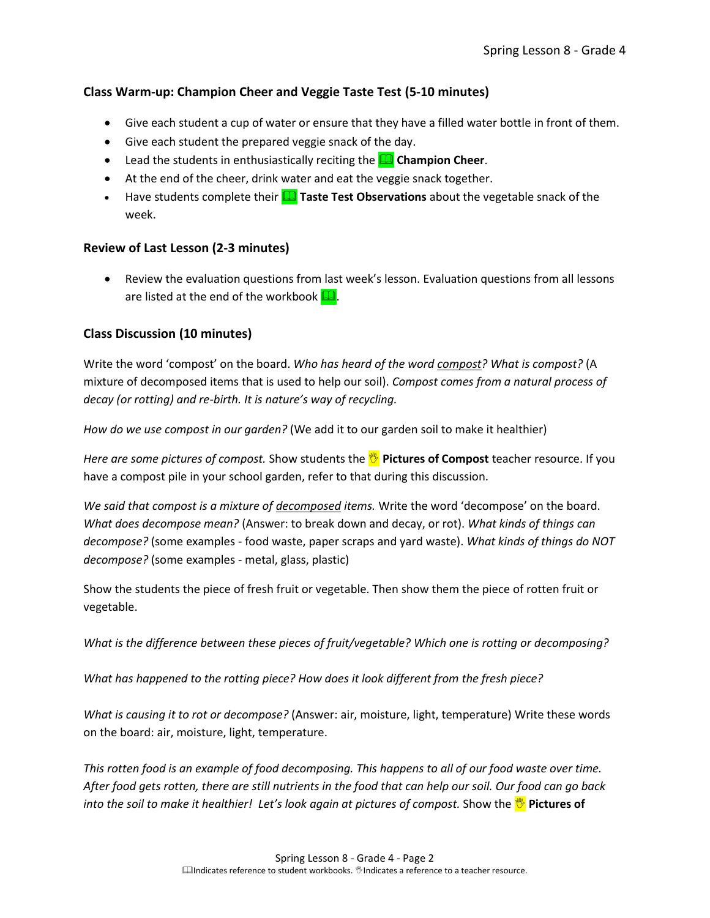### Class Warm-up: Champion Cheer and Veggie Taste Test (5-10 minutes)

- Give each student a cup of water or ensure that they have a filled water bottle in front of them.
- Give each student the prepared veggie snack of the day.
- Lead the students in enthusiastically reciting the 📖 **Champion Cheer**.
- At the end of the cheer, drink water and eat the veggie snack together.
- Have students complete their 📖 **Taste Test Observations** about the vegetable snack of the week.

### Review of Last Lesson (2-3 minutes)

- Review the evaluation questions from last week's lesson. Evaluation questions from all lessons are listed at the end of the workbook 📖.

### Class Discussion (10 minutes)

Write the word 'compost' on the board. *Who has heard of the word compost? What is compost?* (A mixture of decomposed items that is used to help our soil). *Compost comes from a natural process of decay (or rotting) and re-birth. It is nature's way of recycling.*

*How do we use compost in our garden?* (We add it to our garden soil to make it healthier)

*Here are some pictures of compost.* Show students the ✋ **Pictures of Compost** teacher resource. If you have a compost pile in your school garden, refer to that during this discussion.

*We said that compost is a mixture of decomposed items.* Write the word 'decompose' on the board. *What does decompose mean?* (Answer: to break down and decay, or rot). *What kinds of things can decompose?* (some examples - food waste, paper scraps and yard waste). *What kinds of things do NOT decompose?* (some examples - metal, glass, plastic)

Show the students the piece of fresh fruit or vegetable. Then show them the piece of rotten fruit or vegetable.

*What is the difference between these pieces of fruit/vegetable? Which one is rotting or decomposing?*

*What has happened to the rotting piece? How does it look different from the fresh piece?*

*What is causing it to rot or decompose?* (Answer: air, moisture, light, temperature) Write these words on the board: air, moisture, light, temperature.

*This rotten food is an example of food decomposing. This happens to all of our food waste over time. After food gets rotten, there are still nutrients in the food that can help our soil. Our food can go back into the soil to make it healthier! Let's look again at pictures of compost.* Show the ✋ **Pictures of**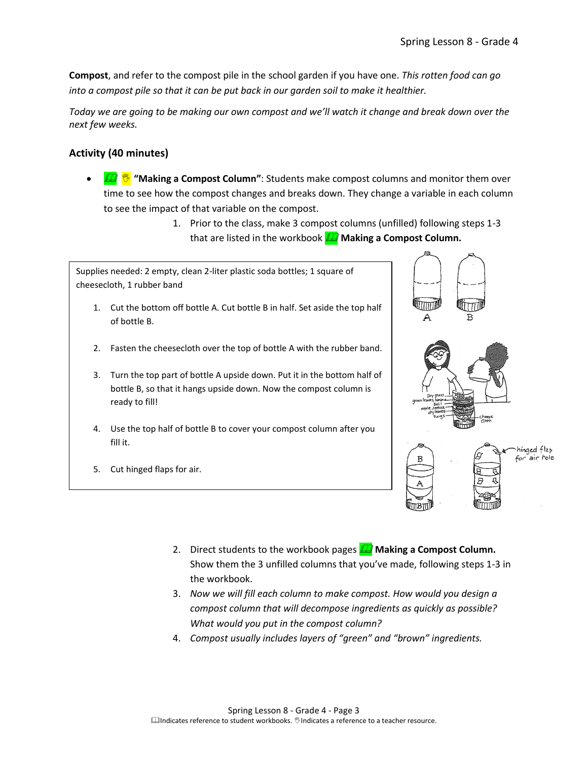**Compost**, and refer to the compost pile in the school garden if you have one. *This rotten food can go into a compost pile so that it can be put back in our garden soil to make it healthier.*

*Today we are going to be making our own compost and we'll watch it change and break down over the next few weeks.*

## Activity (40 minutes)

- **"Making a Compost Column"**: Students make compost columns and monitor them over time to see how the compost changes and breaks down. They change a variable in each column to see the impact of that variable on the compost.
    1. Prior to the class, make 3 compost columns (unfilled) following steps 1-3 that are listed in the workbook **Making a Compost Column.**

> Supplies needed: 2 empty, clean 2-liter plastic soda bottles; 1 square of cheesecloth, 1 rubber band
>
> 1. Cut the bottom off bottle A. Cut bottle B in half. Set aside the top half of bottle B.
> 2. Fasten the cheesecloth over the top of bottle A with the rubber band.
> 3. Turn the top part of bottle A upside down. Put it in the bottom half of bottle B, so that it hangs upside down. Now the compost column is ready to fill!
> 4. Use the top half of bottle B to cover your compost column after you fill it.
> 5. Cut hinged flaps for air.

2. Direct students to the workbook pages **Making a Compost Column.** Show them the 3 unfilled columns that you've made, following steps 1-3 in the workbook.
3. *Now we will fill each column to make compost. How would you design a compost column that will decompose ingredients as quickly as possible? What would you put in the compost column?*
4. *Compost usually includes layers of "green" and "brown" ingredients.*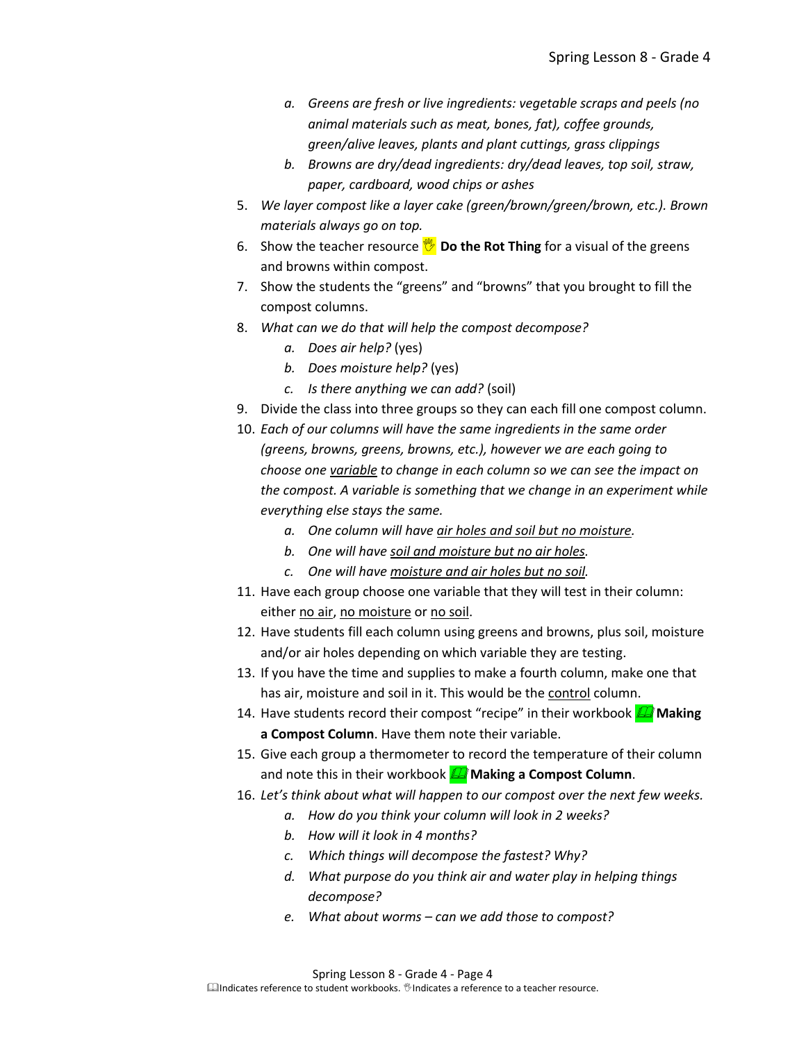a. *Greens are fresh or live ingredients: vegetable scraps and peels (no animal materials such as meat, bones, fat), coffee grounds, green/alive leaves, plants and plant cuttings, grass clippings*
   b. *Browns are dry/dead ingredients: dry/dead leaves, top soil, straw, paper, cardboard, wood chips or ashes*
5. *We layer compost like a layer cake (green/brown/green/brown, etc.). Brown materials always go on top.*
6. Show the teacher resource **Do the Rot Thing** for a visual of the greens and browns within compost.
7. Show the students the "greens" and "browns" that you brought to fill the compost columns.
8. *What can we do that will help the compost decompose?*
   a. *Does air help?* (yes)
   b. *Does moisture help?* (yes)
   c. *Is there anything we can add?* (soil)
9. Divide the class into three groups so they can each fill one compost column.
10. *Each of our columns will have the same ingredients in the same order (greens, browns, greens, browns, etc.), however we are each going to choose one <u>variable</u> to change in each column so we can see the impact on the compost. A variable is something that we change in an experiment while everything else stays the same.*
    a. *One column will have <u>air holes and soil but no moisture</u>.*
    b. *One will have <u>soil and moisture but no air holes</u>.*
    c. *One will have <u>moisture and air holes but no soil</u>.*
11. Have each group choose one variable that they will test in their column: either <u>no air</u>, <u>no moisture</u> or <u>no soil</u>.
12. Have students fill each column using greens and browns, plus soil, moisture and/or air holes depending on which variable they are testing.
13. If you have the time and supplies to make a fourth column, make one that has air, moisture and soil in it. This would be the <u>control</u> column.
14. Have students record their compost "recipe" in their workbook **Making a Compost Column**. Have them note their variable.
15. Give each group a thermometer to record the temperature of their column and note this in their workbook **Making a Compost Column**.
16. *Let's think about what will happen to our compost over the next few weeks.*
    a. *How do you think your column will look in 2 weeks?*
    b. *How will it look in 4 months?*
    c. *Which things will decompose the fastest? Why?*
    d. *What purpose do you think air and water play in helping things decompose?*
    e. *What about worms – can we add those to compost?*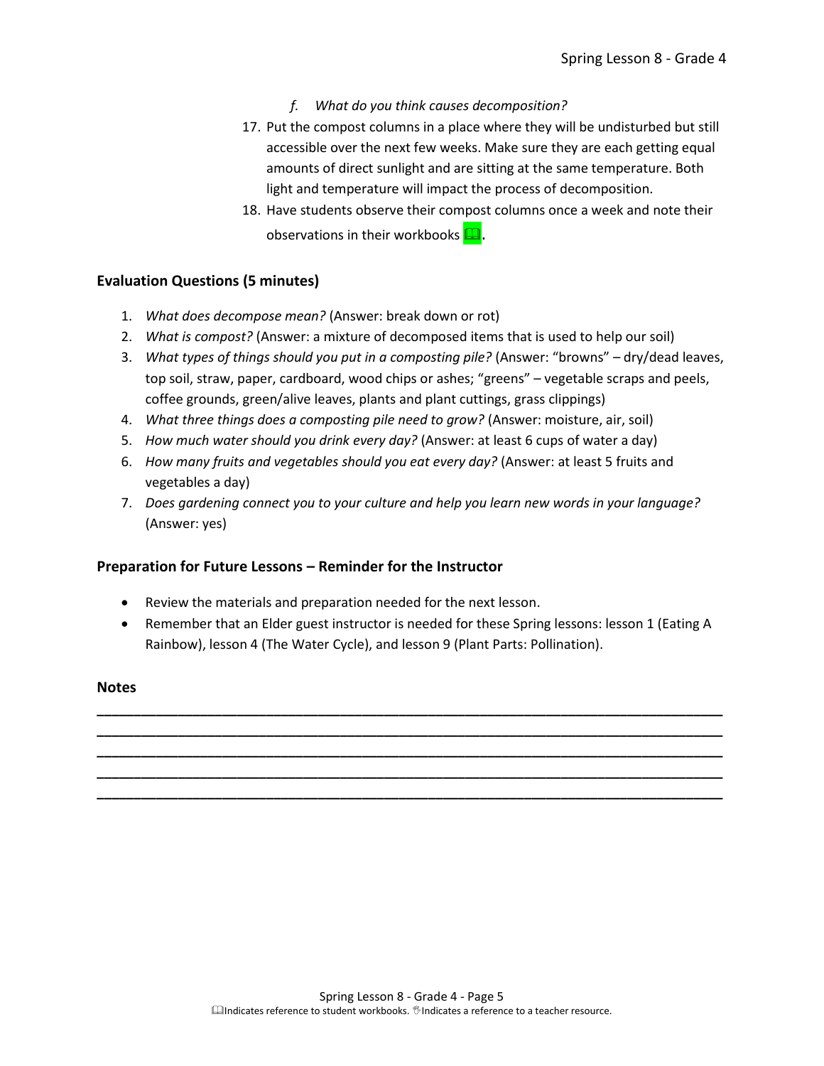f. *What do you think causes decomposition?*

17. Put the compost columns in a place where they will be undisturbed but still accessible over the next few weeks. Make sure they are each getting equal amounts of direct sunlight and are sitting at the same temperature. Both light and temperature will impact the process of decomposition.
18. Have students observe their compost columns once a week and note their observations in their workbooks 🕮.

## Evaluation Questions (5 minutes)

1. *What does decompose mean?* (Answer: break down or rot)
2. *What is compost?* (Answer: a mixture of decomposed items that is used to help our soil)
3. *What types of things should you put in a composting pile?* (Answer: "browns" – dry/dead leaves, top soil, straw, paper, cardboard, wood chips or ashes; "greens" – vegetable scraps and peels, coffee grounds, green/alive leaves, plants and plant cuttings, grass clippings)
4. *What three things does a composting pile need to grow?* (Answer: moisture, air, soil)
5. *How much water should you drink every day?* (Answer: at least 6 cups of water a day)
6. *How many fruits and vegetables should you eat every day?* (Answer: at least 5 fruits and vegetables a day)
7. *Does gardening connect you to your culture and help you learn new words in your language?* (Answer: yes)

## Preparation for Future Lessons – Reminder for the Instructor

- Review the materials and preparation needed for the next lesson.
- Remember that an Elder guest instructor is needed for these Spring lessons: lesson 1 (Eating A Rainbow), lesson 4 (The Water Cycle), and lesson 9 (Plant Parts: Pollination).

## Notes

\_\_\_\_\_\_\_\_\_\_\_\_\_\_\_\_\_\_\_\_\_\_\_\_\_\_\_\_\_\_\_\_\_\_\_\_\_\_\_\_\_\_\_\_\_\_\_\_\_\_\_\_\_\_\_\_\_\_\_\_\_\_\_\_\_\_\_\_\_\_\_\_\_\_\_\_\_\_

\_\_\_\_\_\_\_\_\_\_\_\_\_\_\_\_\_\_\_\_\_\_\_\_\_\_\_\_\_\_\_\_\_\_\_\_\_\_\_\_\_\_\_\_\_\_\_\_\_\_\_\_\_\_\_\_\_\_\_\_\_\_\_\_\_\_\_\_\_\_\_\_\_\_\_\_\_\_

\_\_\_\_\_\_\_\_\_\_\_\_\_\_\_\_\_\_\_\_\_\_\_\_\_\_\_\_\_\_\_\_\_\_\_\_\_\_\_\_\_\_\_\_\_\_\_\_\_\_\_\_\_\_\_\_\_\_\_\_\_\_\_\_\_\_\_\_\_\_\_\_\_\_\_\_\_\_

\_\_\_\_\_\_\_\_\_\_\_\_\_\_\_\_\_\_\_\_\_\_\_\_\_\_\_\_\_\_\_\_\_\_\_\_\_\_\_\_\_\_\_\_\_\_\_\_\_\_\_\_\_\_\_\_\_\_\_\_\_\_\_\_\_\_\_\_\_\_\_\_\_\_\_\_\_\_

\_\_\_\_\_\_\_\_\_\_\_\_\_\_\_\_\_\_\_\_\_\_\_\_\_\_\_\_\_\_\_\_\_\_\_\_\_\_\_\_\_\_\_\_\_\_\_\_\_\_\_\_\_\_\_\_\_\_\_\_\_\_\_\_\_\_\_\_\_\_\_\_\_\_\_\_\_\_

🕮Indicates reference to student workbooks. ☝Indicates a reference to a teacher resource.